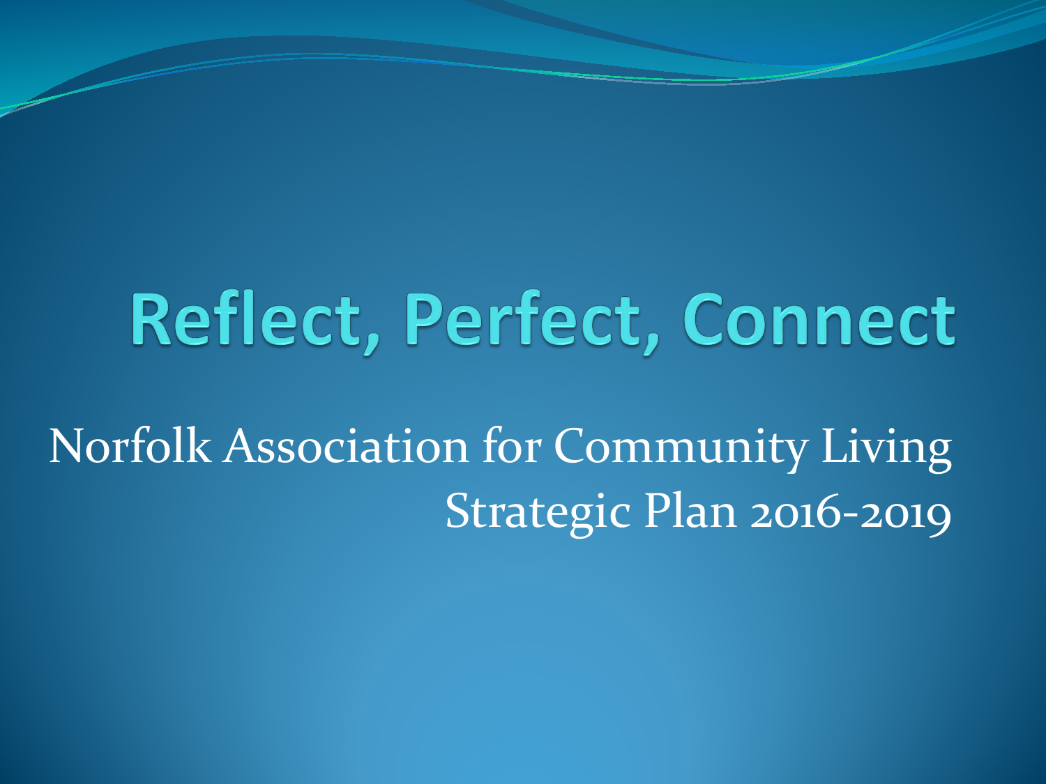# Reflect, Perfect, Connect

Norfolk Association for Community Living
Strategic Plan 2016-2019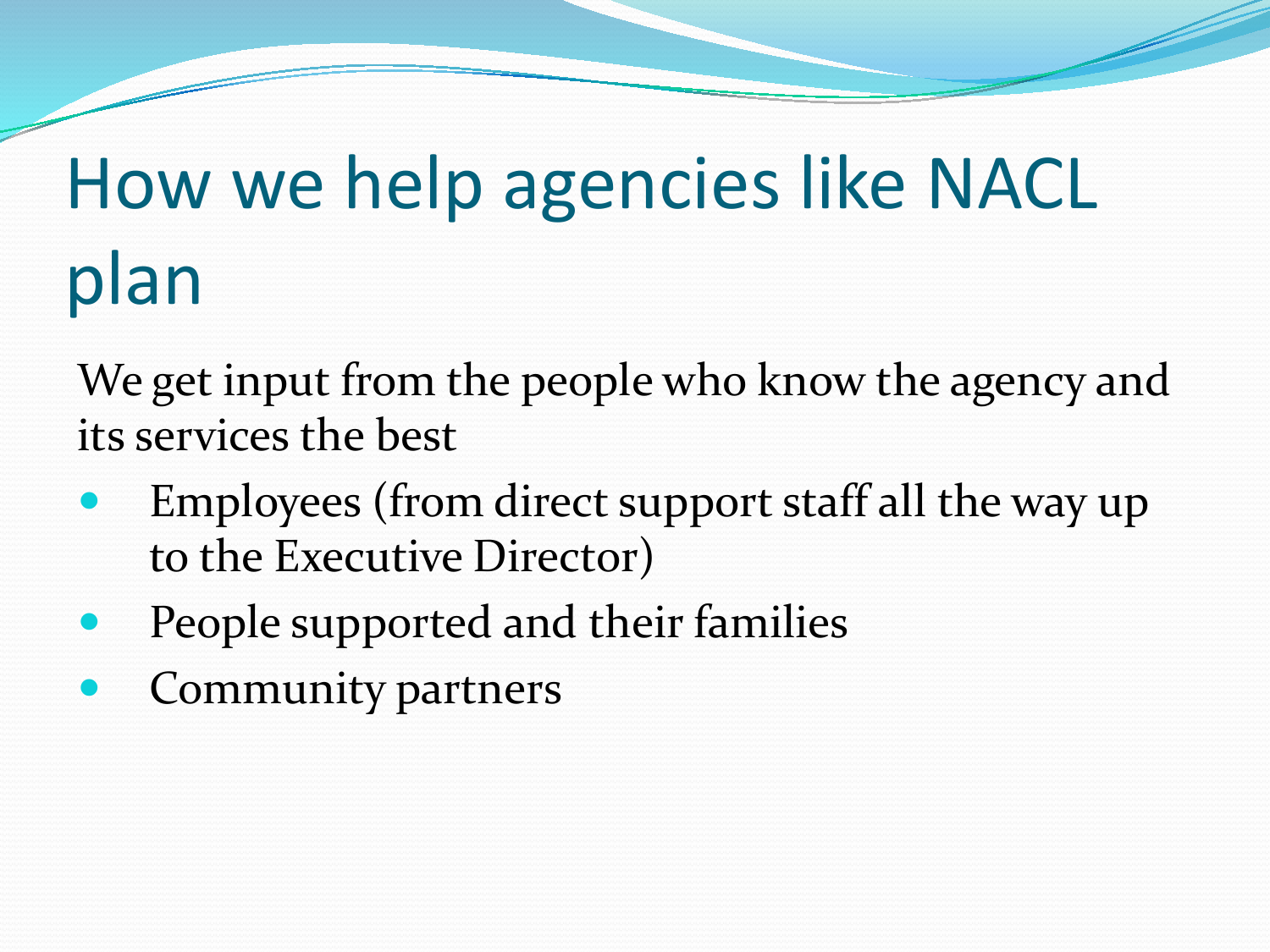# How we help agencies like NACL plan

We get input from the people who know the agency and its services the best

- Employees (from direct support staff all the way up to the Executive Director)
- People supported and their families
- Community partners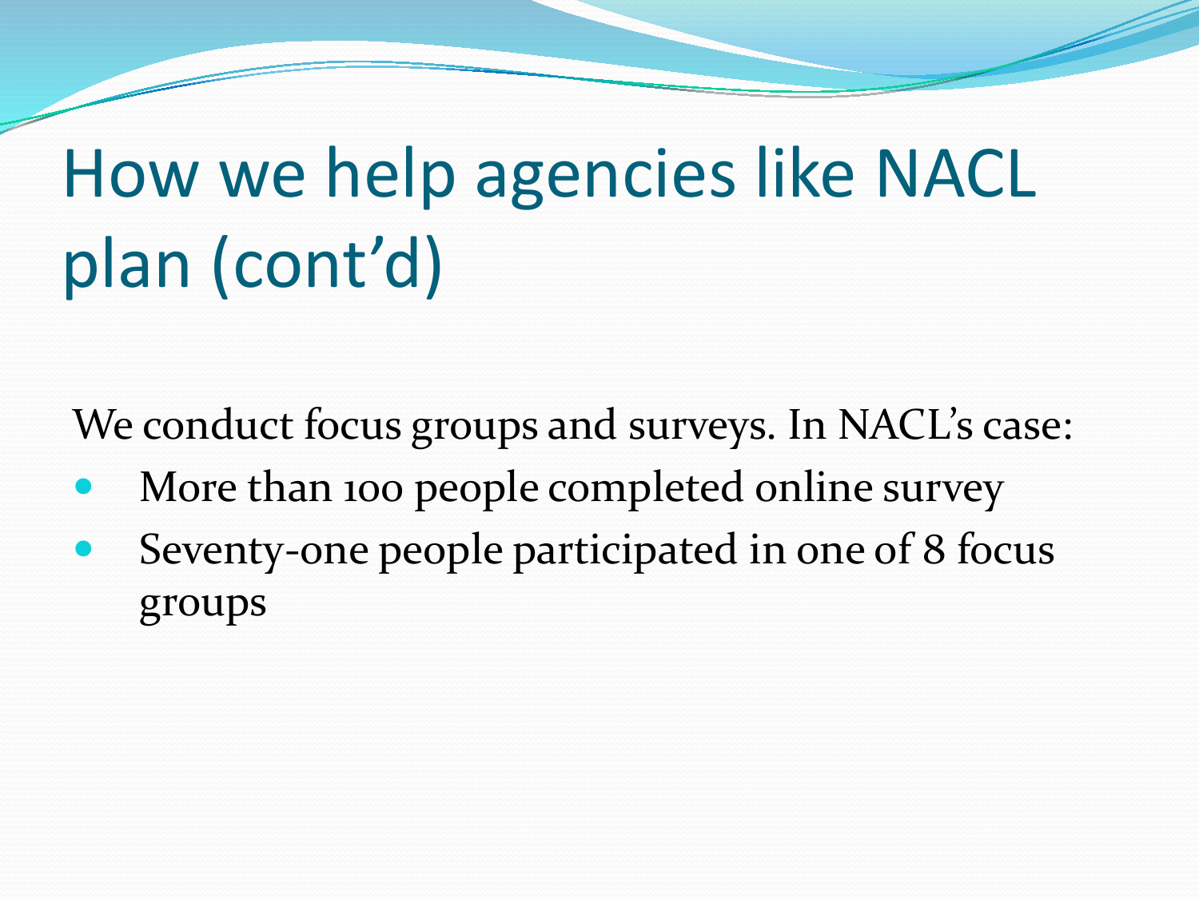# How we help agencies like NACL plan (cont'd)

We conduct focus groups and surveys. In NACL's case:

- More than 100 people completed online survey
- Seventy-one people participated in one of 8 focus groups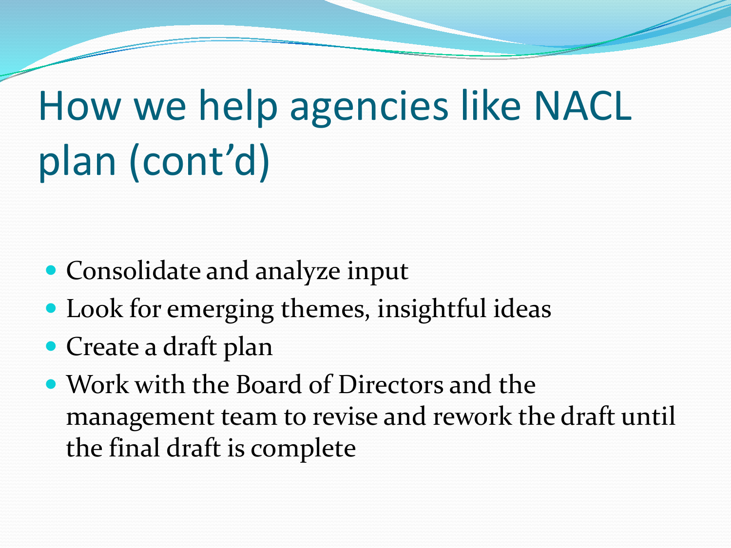# How we help agencies like NACL plan (cont'd)

- Consolidate and analyze input
- Look for emerging themes, insightful ideas
- Create a draft plan
- Work with the Board of Directors and the management team to revise and rework the draft until the final draft is complete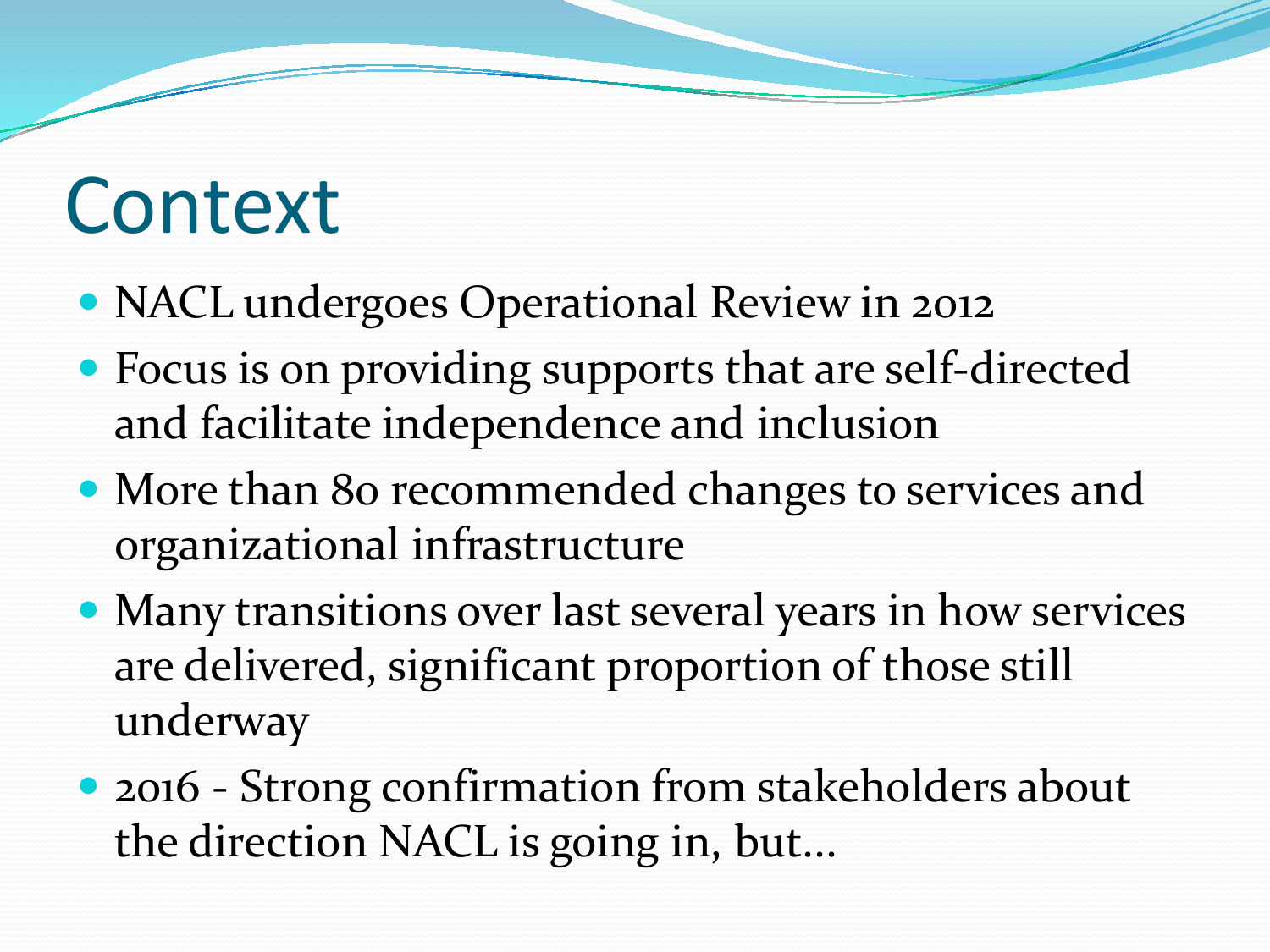# Context

- NACL undergoes Operational Review in 2012
- Focus is on providing supports that are self-directed and facilitate independence and inclusion
- More than 80 recommended changes to services and organizational infrastructure
- Many transitions over last several years in how services are delivered, significant proportion of those still underway
- 2016 - Strong confirmation from stakeholders about the direction NACL is going in, but…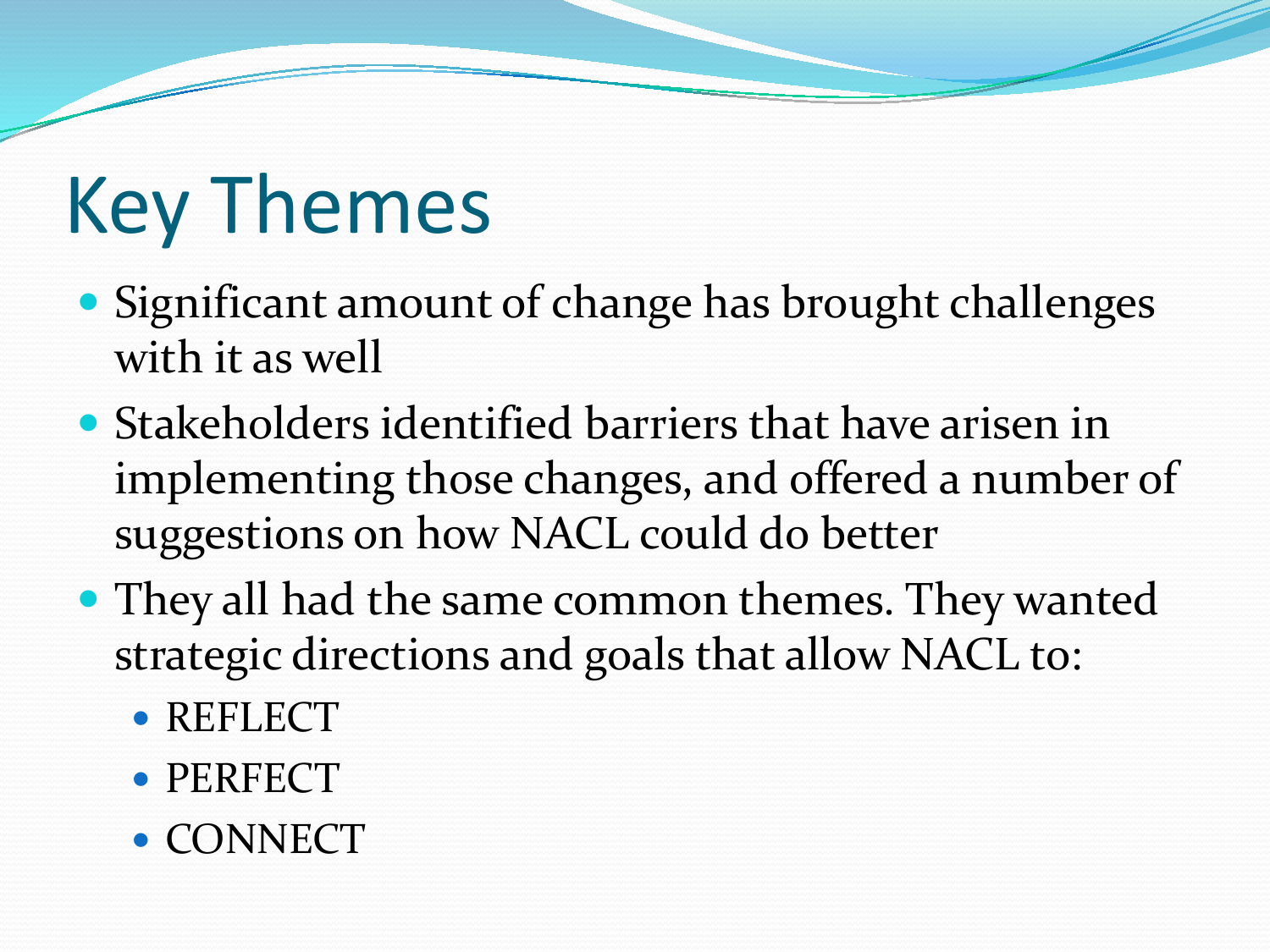# Key Themes

- Significant amount of change has brought challenges with it as well
- Stakeholders identified barriers that have arisen in implementing those changes, and offered a number of suggestions on how NACL could do better
- They all had the same common themes. They wanted strategic directions and goals that allow NACL to:
  - REFLECT
  - PERFECT
  - CONNECT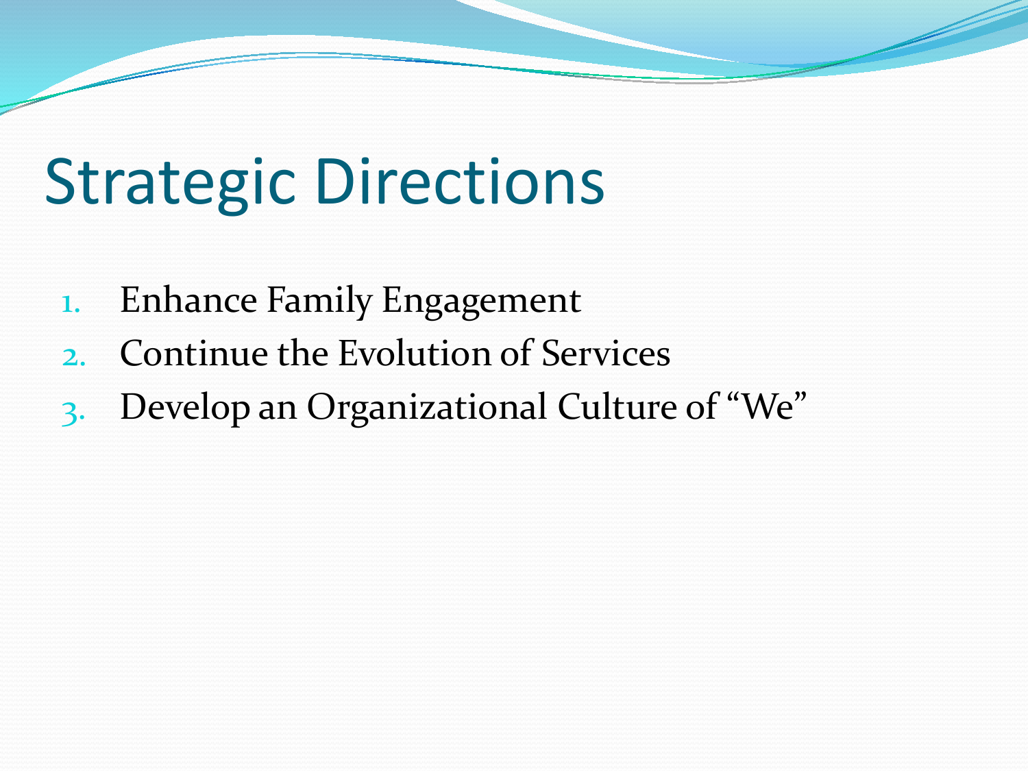# Strategic Directions

1. Enhance Family Engagement
2. Continue the Evolution of Services
3. Develop an Organizational Culture of "We"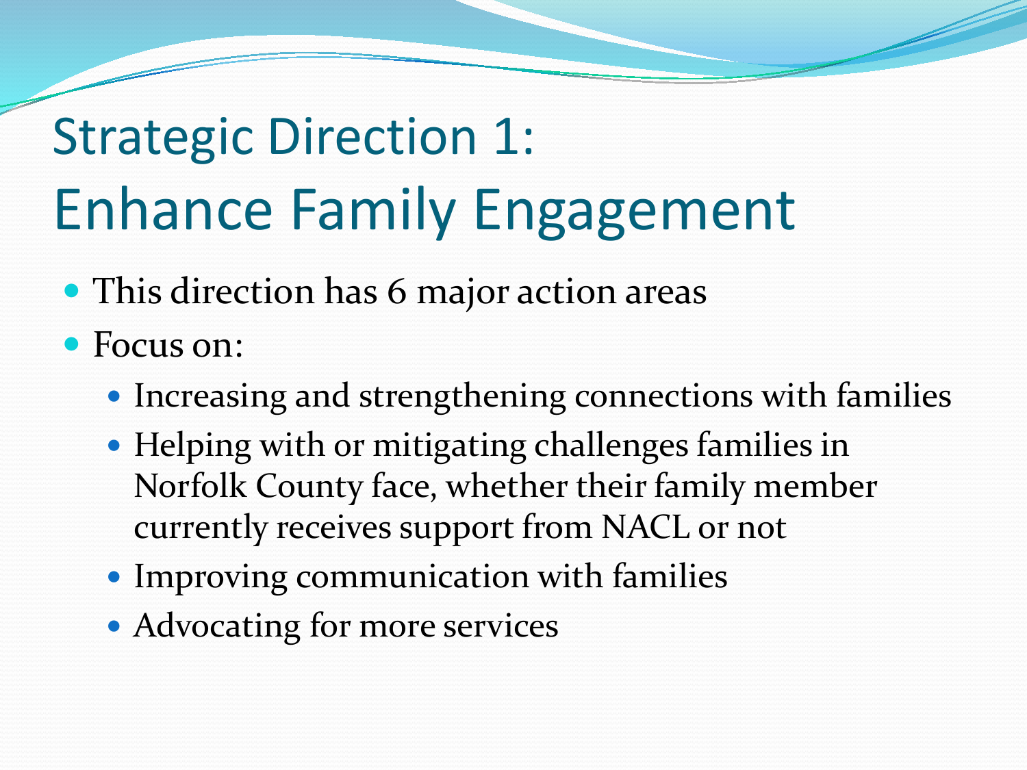# Strategic Direction 1: Enhance Family Engagement

- This direction has 6 major action areas
- Focus on:
  - Increasing and strengthening connections with families
  - Helping with or mitigating challenges families in Norfolk County face, whether their family member currently receives support from NACL or not
  - Improving communication with families
  - Advocating for more services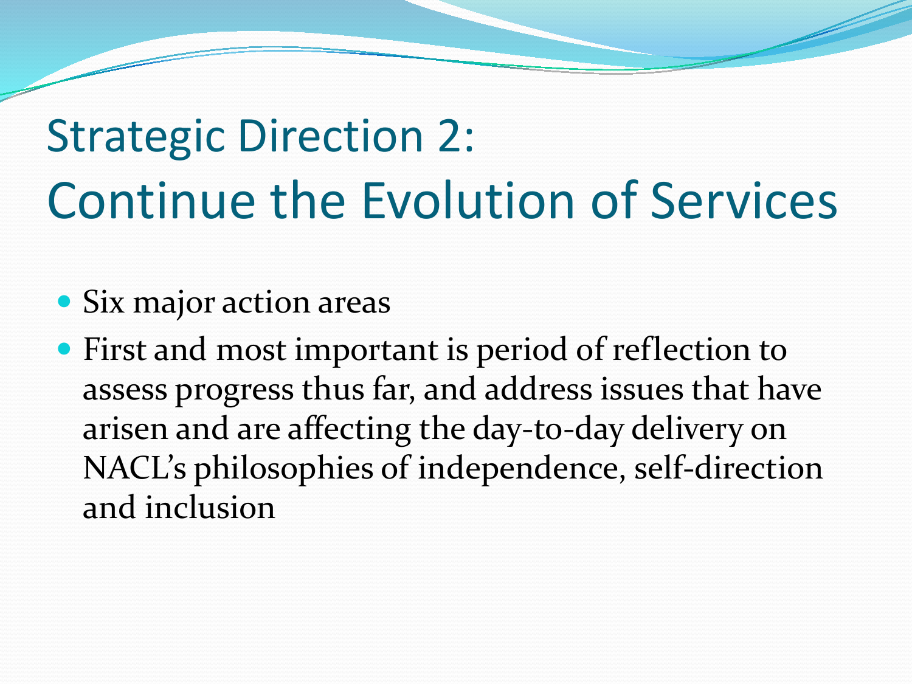# Strategic Direction 2: Continue the Evolution of Services

- Six major action areas
- First and most important is period of reflection to assess progress thus far, and address issues that have arisen and are affecting the day-to-day delivery on NACL's philosophies of independence, self-direction and inclusion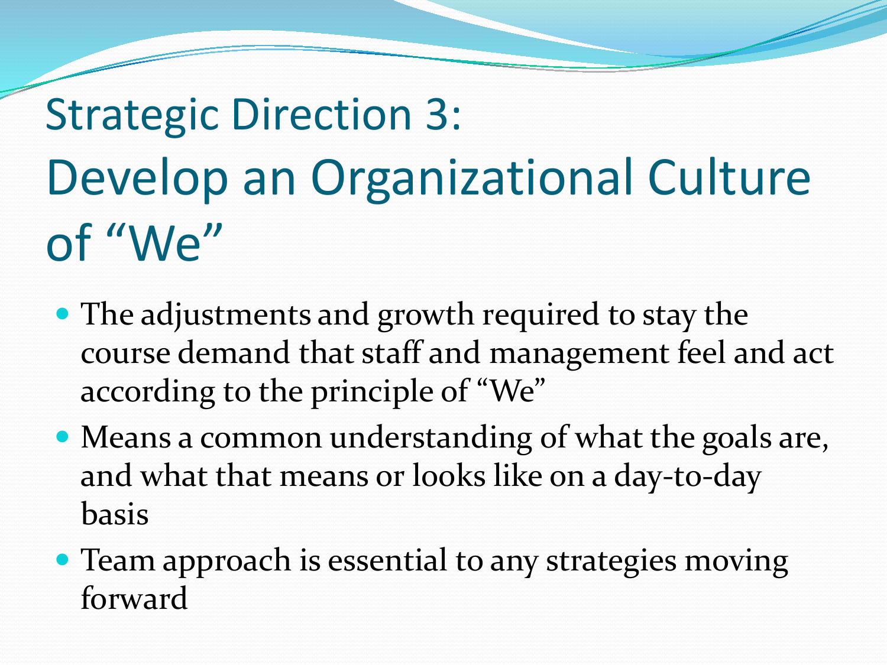# Strategic Direction 3: Develop an Organizational Culture of "We"

- The adjustments and growth required to stay the course demand that staff and management feel and act according to the principle of "We"
- Means a common understanding of what the goals are, and what that means or looks like on a day-to-day basis
- Team approach is essential to any strategies moving forward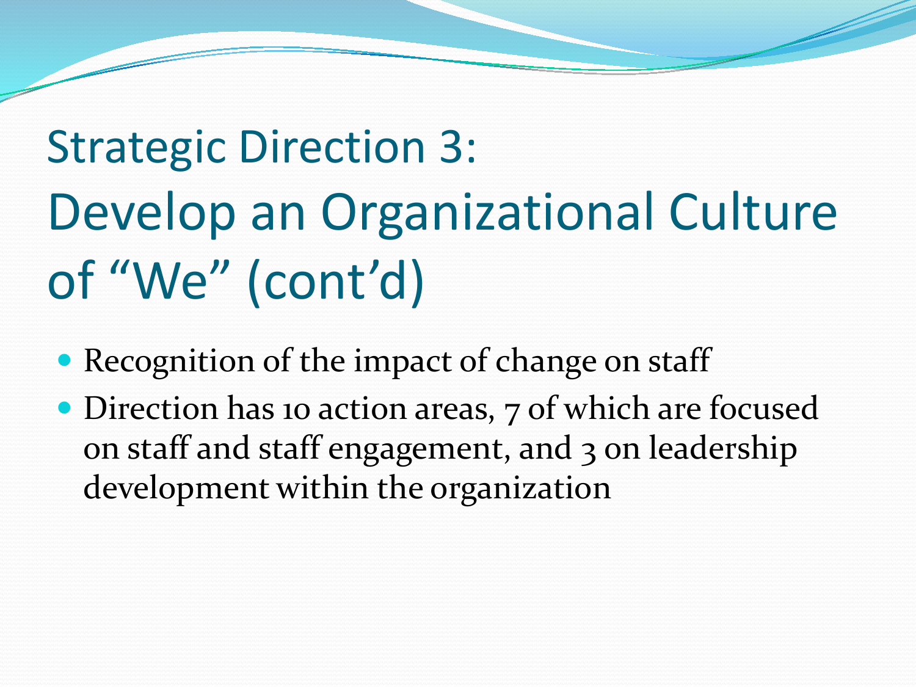# Strategic Direction 3: Develop an Organizational Culture of "We" (cont'd)

- Recognition of the impact of change on staff
- Direction has 10 action areas, 7 of which are focused on staff and staff engagement, and 3 on leadership development within the organization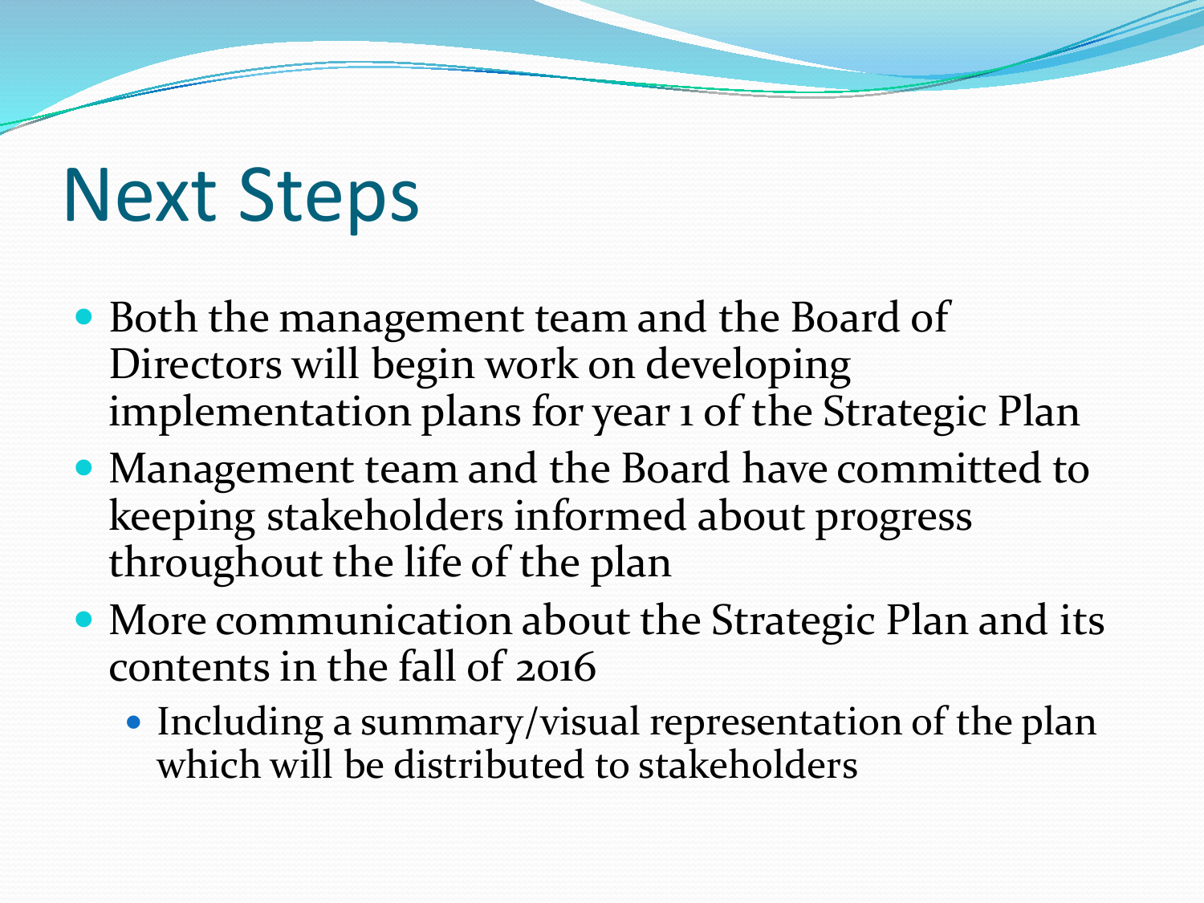# Next Steps

- Both the management team and the Board of Directors will begin work on developing implementation plans for year 1 of the Strategic Plan
- Management team and the Board have committed to keeping stakeholders informed about progress throughout the life of the plan
- More communication about the Strategic Plan and its contents in the fall of 2016
  - Including a summary/visual representation of the plan which will be distributed to stakeholders